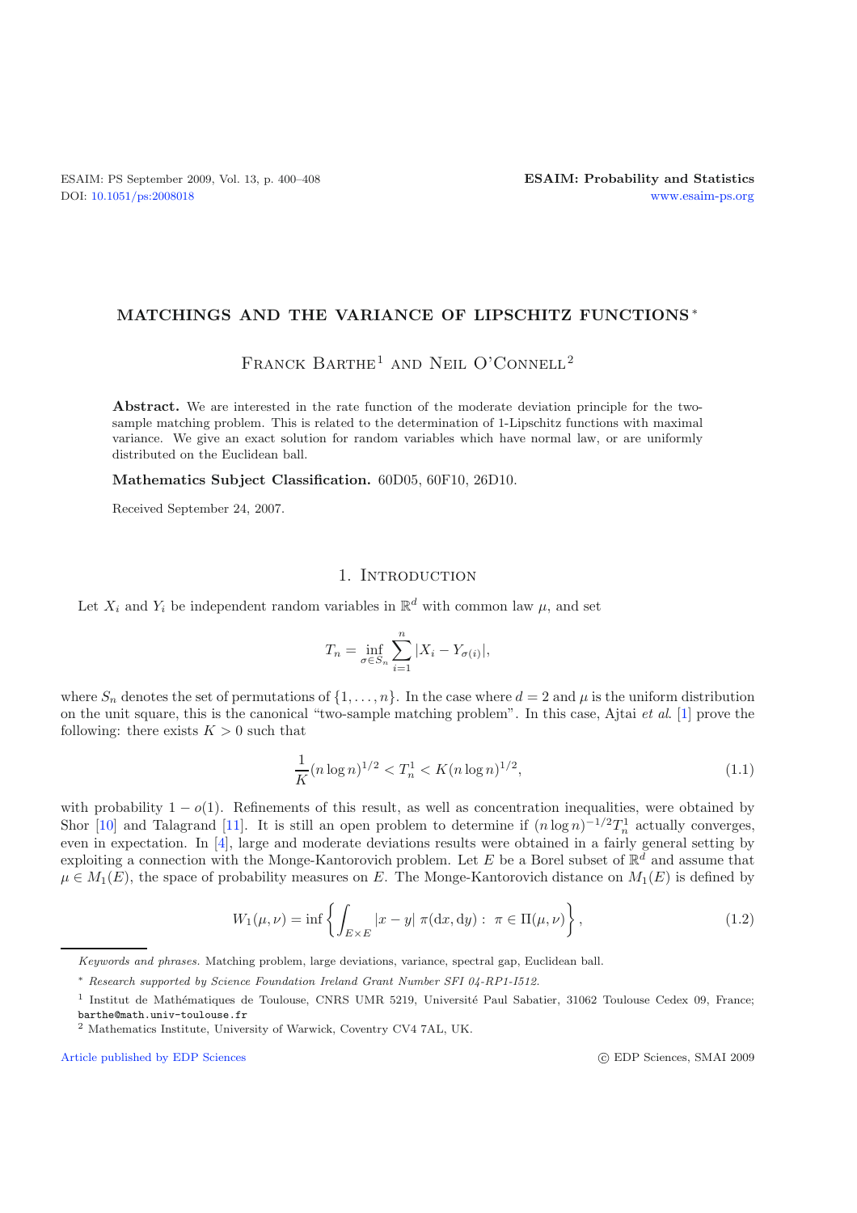# MATCHINGS AND THE VARIANCE OF LIPSCHITZ FUNCTIONS *

Franck Barthe[1] and Neil O'Connell[2]

**Abstract.** We are interested in the rate function of the moderate deviation principle for the two-sample matching problem. This is related to the determination of 1-Lipschitz functions with maximal variance. We give an exact solution for random variables which have normal law, or are uniformly distributed on the Euclidean ball.

**Mathematics Subject Classification.** 60D05, 60F10, 26D10.

Received September 24, 2007.

## 1. Introduction

Let $X_i$ and $Y_i$ be independent random variables in $\mathbb{R}^d$ with common law $\mu$, and set

$$T_n = \inf_{\sigma \in S_n} \sum_{i=1}^{n} |X_i - Y_{\sigma(i)}|,$$

where $S_n$ denotes the set of permutations of $\{1, \dots, n\}$. In the case where $d = 2$ and $\mu$ is the uniform distribution on the unit square, this is the canonical "two-sample matching problem". In this case, Ajtai *et al.* [1] prove the following: there exists $K > 0$ such that

$$\frac{1}{K}(n \log n)^{1/2} < T_n^1 < K(n \log n)^{1/2}, \tag{1.1}$$

with probability $1 - o(1)$. Refinements of this result, as well as concentration inequalities, were obtained by Shor [10] and Talagrand [11]. It is still an open problem to determine if $(n \log n)^{-1/2} T_n^1$ actually converges, even in expectation. In [4], large and moderate deviations results were obtained in a fairly general setting by exploiting a connection with the Monge-Kantorovich problem. Let $E$ be a Borel subset of $\mathbb{R}^d$ and assume that $\mu \in M_1(E)$, the space of probability measures on $E$. The Monge-Kantorovich distance on $M_1(E)$ is defined by

$$W_1(\mu, \nu) = \inf \left\{ \int_{E \times E} |x - y| \; \pi(\mathrm{d}x, \mathrm{d}y) : \; \pi \in \Pi(\mu, \nu) \right\}, \tag{1.2}$$

*Keywords and phrases.* Matching problem, large deviations, variance, spectral gap, Euclidean ball.

* *Research supported by Science Foundation Ireland Grant Number SFI 04-RP1-I512.*

[1] Institut de Mathématiques de Toulouse, CNRS UMR 5219, Université Paul Sabatier, 31062 Toulouse Cedex 09, France; barthe@math.univ-toulouse.fr

[2] Mathematics Institute, University of Warwick, Coventry CV4 7AL, UK.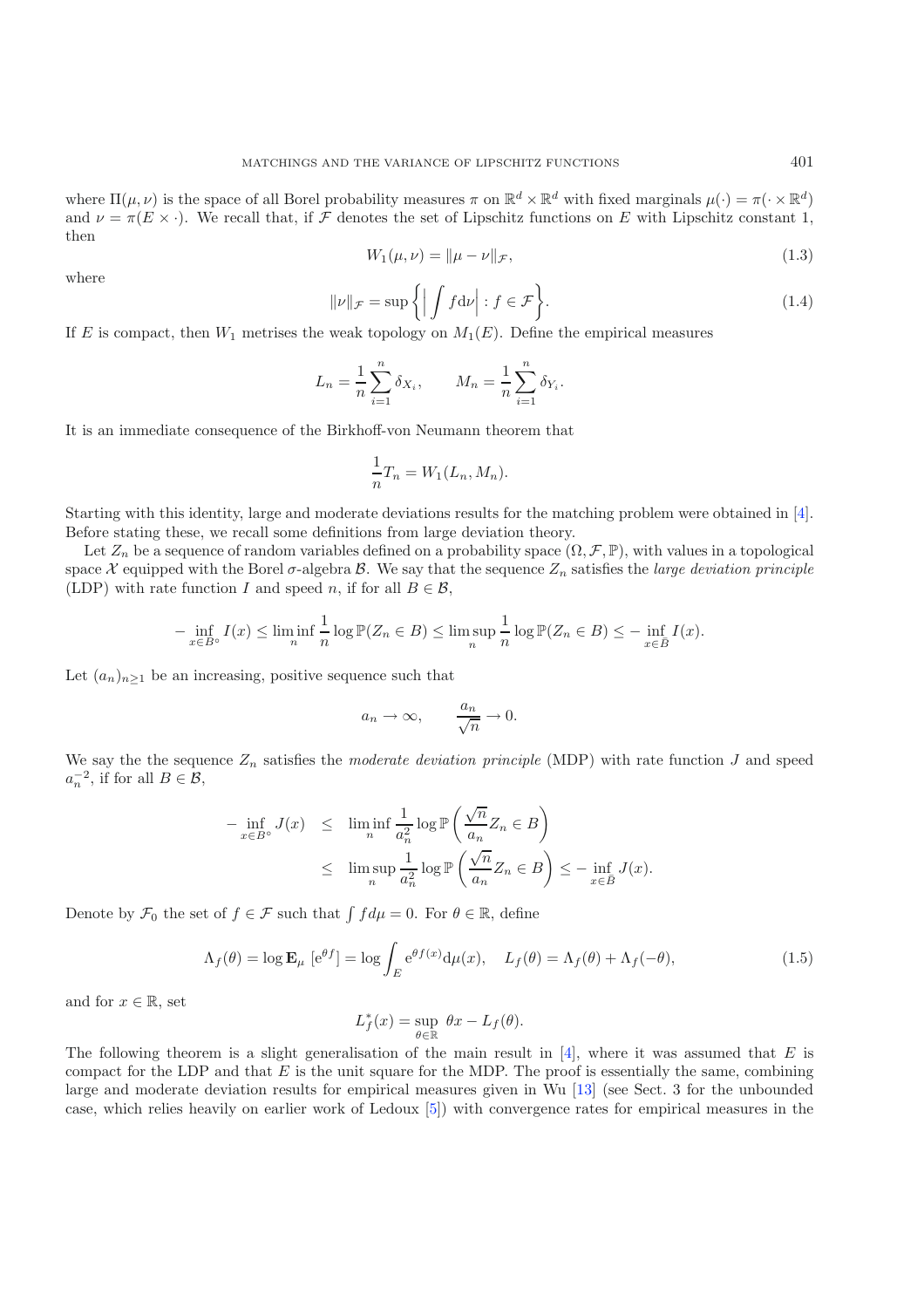where $\Pi(\mu, \nu)$ is the space of all Borel probability measures $\pi$ on $\mathbb{R}^d \times \mathbb{R}^d$ with fixed marginals $\mu(\cdot) = \pi(\cdot \times \mathbb{R}^d)$ and $\nu = \pi(E \times \cdot)$. We recall that, if $\mathcal{F}$ denotes the set of Lipschitz functions on $E$ with Lipschitz constant 1, then

$$W_1(\mu, \nu) = \|\mu - \nu\|_{\mathcal{F}}, \tag{1.3}$$

where

$$\|\nu\|_{\mathcal{F}} = \sup\left\{\Big|\int f \mathrm{d}\nu\Big| : f \in \mathcal{F}\right\}. \tag{1.4}$$

If $E$ is compact, then $W_1$ metrises the weak topology on $M_1(E)$. Define the empirical measures

$$L_n = \frac{1}{n}\sum_{i=1}^n \delta_{X_i}, \qquad M_n = \frac{1}{n}\sum_{i=1}^n \delta_{Y_i}.$$

It is an immediate consequence of the Birkhoff-von Neumann theorem that

$$\frac{1}{n} T_n = W_1(L_n, M_n).$$

Starting with this identity, large and moderate deviations results for the matching problem were obtained in [4]. Before stating these, we recall some definitions from large deviation theory.

Let $Z_n$ be a sequence of random variables defined on a probability space $(\Omega, \mathcal{F}, \mathbb{P})$, with values in a topological space $\mathcal{X}$ equipped with the Borel $\sigma$-algebra $\mathcal{B}$. We say that the sequence $Z_n$ satisfies the *large deviation principle* (LDP) with rate function $I$ and speed $n$, if for all $B \in \mathcal{B}$,

$$-\inf_{x \in B^\circ} I(x) \leq \liminf_n \frac{1}{n}\log \mathbb{P}(Z_n \in B) \leq \limsup_n \frac{1}{n}\log \mathbb{P}(Z_n \in B) \leq -\inf_{x \in \bar{B}} I(x).$$

Let $(a_n)_{n \geq 1}$ be an increasing, positive sequence such that

$$a_n \to \infty, \qquad \frac{a_n}{\sqrt{n}} \to 0.$$

We say the the sequence $Z_n$ satisfies the *moderate deviation principle* (MDP) with rate function $J$ and speed $a_n^{-2}$, if for all $B \in \mathcal{B}$,

$$\begin{aligned}
-\inf_{x \in B^\circ} J(x) \quad &\leq \quad \liminf_n \frac{1}{a_n^2}\log \mathbb{P}\left(\frac{\sqrt{n}}{a_n} Z_n \in B\right) \\
&\leq \quad \limsup_n \frac{1}{a_n^2}\log \mathbb{P}\left(\frac{\sqrt{n}}{a_n} Z_n \in B\right) \leq -\inf_{x \in \bar{B}} J(x).
\end{aligned}$$

Denote by $\mathcal{F}_0$ the set of $f \in \mathcal{F}$ such that $\int f d\mu = 0$. For $\theta \in \mathbb{R}$, define

$$\Lambda_f(\theta) = \log \mathbf{E}_\mu \left[\mathrm{e}^{\theta f}\right] = \log \int_E \mathrm{e}^{\theta f(x)} \mathrm{d}\mu(x), \quad L_f(\theta) = \Lambda_f(\theta) + \Lambda_f(-\theta), \tag{1.5}$$

and for $x \in \mathbb{R}$, set

$$L_f^*(x) = \sup_{\theta \in \mathbb{R}} \theta x - L_f(\theta).$$

The following theorem is a slight generalisation of the main result in [4], where it was assumed that $E$ is compact for the LDP and that $E$ is the unit square for the MDP. The proof is essentially the same, combining large and moderate deviation results for empirical measures given in Wu [13] (see Sect. 3 for the unbounded case, which relies heavily on earlier work of Ledoux [5]) with convergence rates for empirical measures in the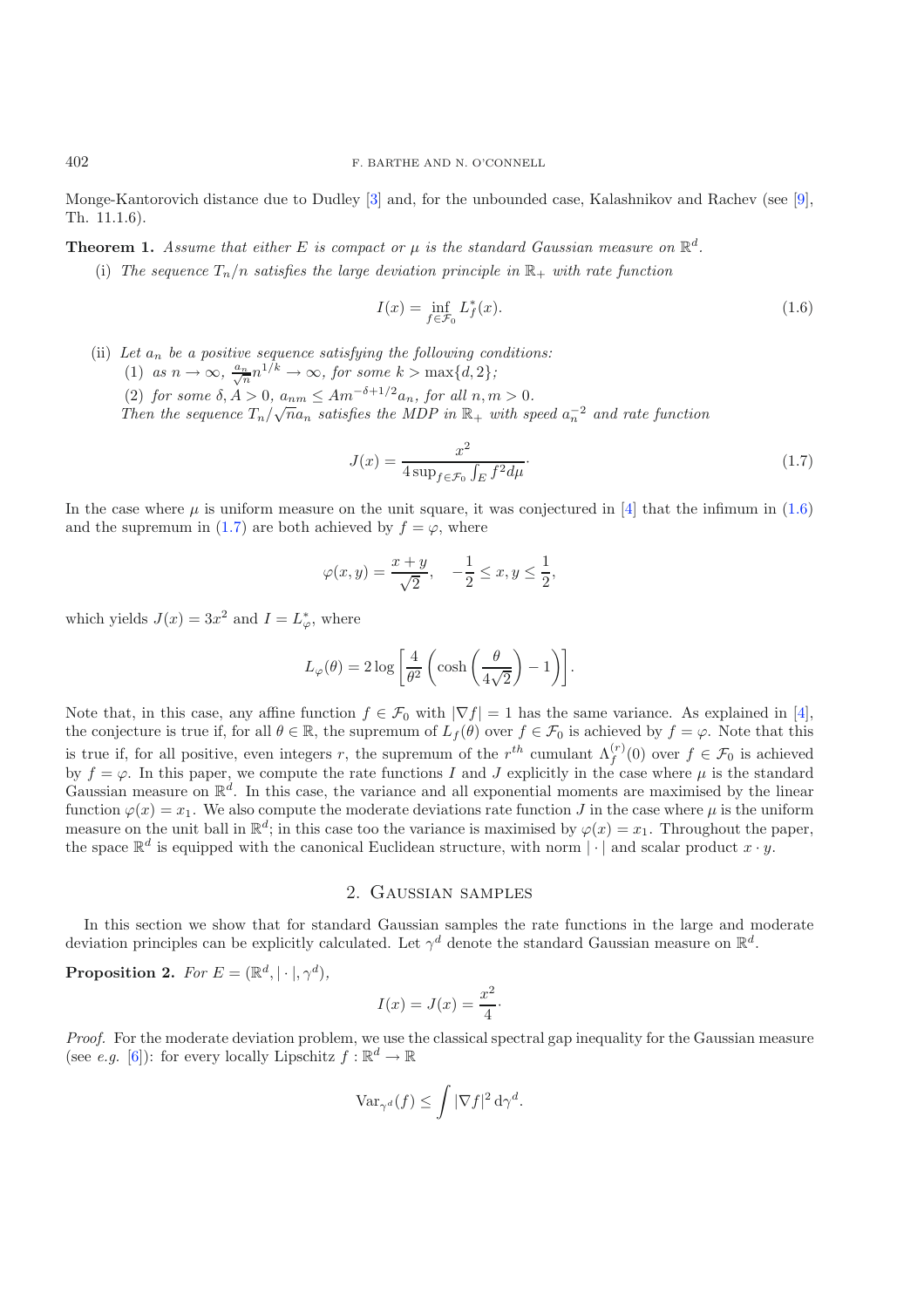Monge-Kantorovich distance due to Dudley [3] and, for the unbounded case, Kalashnikov and Rachev (see [9], Th. 11.1.6).

**Theorem 1.** *Assume that either $E$ is compact or $\mu$ is the standard Gaussian measure on $\mathbb{R}^d$.*

(i) *The sequence $T_n/n$ satisfies the large deviation principle in $\mathbb{R}_+$ with rate function*

$$I(x) = \inf_{f \in \mathcal{F}_0} L_f^*(x). \tag{1.6}$$

(ii) *Let $a_n$ be a positive sequence satisfying the following conditions:*

(1) *as $n \to \infty$, $\frac{a_n}{\sqrt{n}} n^{1/k} \to \infty$, for some $k > \max\{d, 2\}$;*

(2) *for some $\delta, A > 0$, $a_{nm} \leq A m^{-\delta+1/2} a_n$, for all $n, m > 0$.*

*Then the sequence $T_n/\sqrt{n}a_n$ satisfies the MDP in $\mathbb{R}_+$ with speed $a_n^{-2}$ and rate function*

$$J(x) = \frac{x^2}{4 \sup_{f \in \mathcal{F}_0} \int_E f^2 d\mu}. \tag{1.7}$$

In the case where $\mu$ is uniform measure on the unit square, it was conjectured in [4] that the infimum in (1.6) and the supremum in (1.7) are both achieved by $f = \varphi$, where

$$\varphi(x, y) = \frac{x + y}{\sqrt{2}}, \quad -\frac{1}{2} \leq x, y \leq \frac{1}{2},$$

which yields $J(x) = 3x^2$ and $I = L_\varphi^*$, where

$$L_\varphi(\theta) = 2 \log\left[\frac{4}{\theta^2}\left(\cosh\left(\frac{\theta}{4\sqrt{2}}\right) - 1\right)\right].$$

Note that, in this case, any affine function $f \in \mathcal{F}_0$ with $|\nabla f| = 1$ has the same variance. As explained in [4], the conjecture is true if, for all $\theta \in \mathbb{R}$, the supremum of $L_f(\theta)$ over $f \in \mathcal{F}_0$ is achieved by $f = \varphi$. Note that this is true if, for all positive, even integers $r$, the supremum of the $r^{th}$ cumulant $\Lambda_f^{(r)}(0)$ over $f \in \mathcal{F}_0$ is achieved by $f = \varphi$. In this paper, we compute the rate functions $I$ and $J$ explicitly in the case where $\mu$ is the standard Gaussian measure on $\mathbb{R}^d$. In this case, the variance and all exponential moments are maximised by the linear function $\varphi(x) = x_1$. We also compute the moderate deviations rate function $J$ in the case where $\mu$ is the uniform measure on the unit ball in $\mathbb{R}^d$; in this case too the variance is maximised by $\varphi(x) = x_1$. Throughout the paper, the space $\mathbb{R}^d$ is equipped with the canonical Euclidean structure, with norm $|\cdot|$ and scalar product $x \cdot y$.

## 2. Gaussian samples

In this section we show that for standard Gaussian samples the rate functions in the large and moderate deviation principles can be explicitly calculated. Let $\gamma^d$ denote the standard Gaussian measure on $\mathbb{R}^d$.

**Proposition 2.** *For $E = (\mathbb{R}^d, |\cdot|, \gamma^d)$,*

$$I(x) = J(x) = \frac{x^2}{4}.$$

*Proof.* For the moderate deviation problem, we use the classical spectral gap inequality for the Gaussian measure (see *e.g.* [6]): for every locally Lipschitz $f : \mathbb{R}^d \to \mathbb{R}$

$$\mathrm{Var}_{\gamma^d}(f) \leq \int |\nabla f|^2 \, d\gamma^d.$$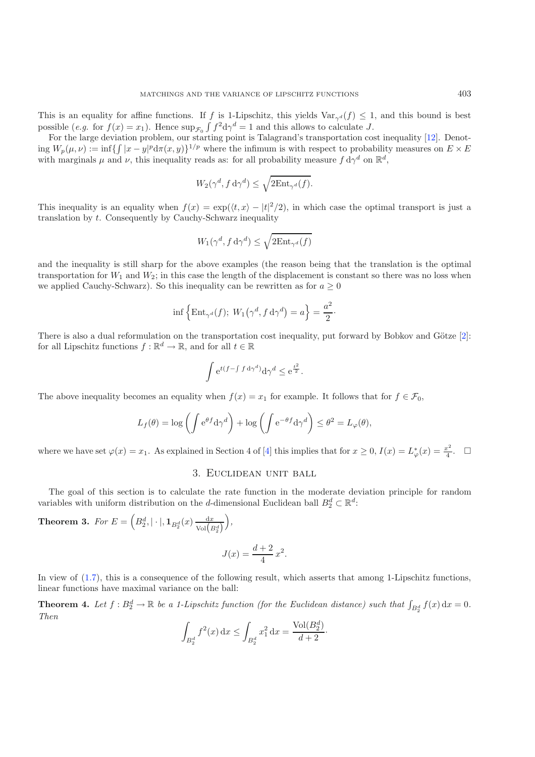This is an equality for affine functions. If $f$ is 1-Lipschitz, this yields $\mathrm{Var}_{\gamma^d}(f) \leq 1$, and this bound is best possible (*e.g.* for $f(x) = x_1$). Hence $\sup_{\mathcal{F}_0} \int f^2 \mathrm{d}\gamma^d = 1$ and this allows to calculate $J$.

For the large deviation problem, our starting point is Talagrand's transportation cost inequality [12]. Denoting $W_p(\mu, \nu) := \inf\{\int |x-y|^p \mathrm{d}\pi(x,y)\}^{1/p}$ where the infimum is with respect to probability measures on $E \times E$ with marginals $\mu$ and $\nu$, this inequality reads as: for all probability measure $f\,\mathrm{d}\gamma^d$ on $\mathbb{R}^d$,

$$W_2(\gamma^d, f\,\mathrm{d}\gamma^d) \leq \sqrt{2\mathrm{Ent}_{\gamma^d}(f)}.$$

This inequality is an equality when $f(x) = \exp(\langle t, x\rangle - |t|^2/2)$, in which case the optimal transport is just a translation by $t$. Consequently by Cauchy-Schwarz inequality

$$W_1(\gamma^d, f\,\mathrm{d}\gamma^d) \leq \sqrt{2\mathrm{Ent}_{\gamma^d}(f)}$$

and the inequality is still sharp for the above examples (the reason being that the translation is the optimal transportation for $W_1$ and $W_2$; in this case the length of the displacement is constant so there was no loss when we applied Cauchy-Schwarz). So this inequality can be rewritten as for $a \geq 0$

$$\inf\left\{\mathrm{Ent}_{\gamma^d}(f);\; W_1\big(\gamma^d, f\,\mathrm{d}\gamma^d\big) = a\right\} = \frac{a^2}{2}\cdot$$

There is also a dual reformulation on the transportation cost inequality, put forward by Bobkov and Götze [2]: for all Lipschitz functions $f : \mathbb{R}^d \to \mathbb{R}$, and for all $t \in \mathbb{R}$

$$\int \mathrm{e}^{t(f - \int f\,\mathrm{d}\gamma^d)} \mathrm{d}\gamma^d \leq \mathrm{e}^{\frac{t^2}{2}}.$$

The above inequality becomes an equality when $f(x) = x_1$ for example. It follows that for $f \in \mathcal{F}_0$,

$$L_f(\theta) = \log\left(\int \mathrm{e}^{\theta f} \mathrm{d}\gamma^d\right) + \log\left(\int \mathrm{e}^{-\theta f} \mathrm{d}\gamma^d\right) \leq \theta^2 = L_\varphi(\theta),$$

where we have set $\varphi(x) = x_1$. As explained in Section 4 of [4] this implies that for $x \geq 0$, $I(x) = L^*_\varphi(x) = \frac{x^2}{4}$. $\square$

## 3. Euclidean unit ball

The goal of this section is to calculate the rate function in the moderate deviation principle for random variables with uniform distribution on the $d$-dimensional Euclidean ball $B_2^d \subset \mathbb{R}^d$:

**Theorem 3.** *For* $E = \left(B_2^d, |\cdot|, \mathbf{1}_{B_2^d}(x)\frac{\mathrm{d}x}{\mathrm{Vol}\left(B_2^d\right)}\right)$,

$$J(x) = \frac{d+2}{4}\, x^2.$$

In view of (1.7), this is a consequence of the following result, which asserts that among 1-Lipschitz functions, linear functions have maximal variance on the ball:

**Theorem 4.** *Let* $f : B_2^d \to \mathbb{R}$ *be a 1-Lipschitz function (for the Euclidean distance) such that* $\int_{B_2^d} f(x)\,\mathrm{d}x = 0$. *Then*

$$\int_{B_2^d} f^2(x)\,\mathrm{d}x \leq \int_{B_2^d} x_1^2\,\mathrm{d}x = \frac{\mathrm{Vol}(B_2^d)}{d+2}\cdot$$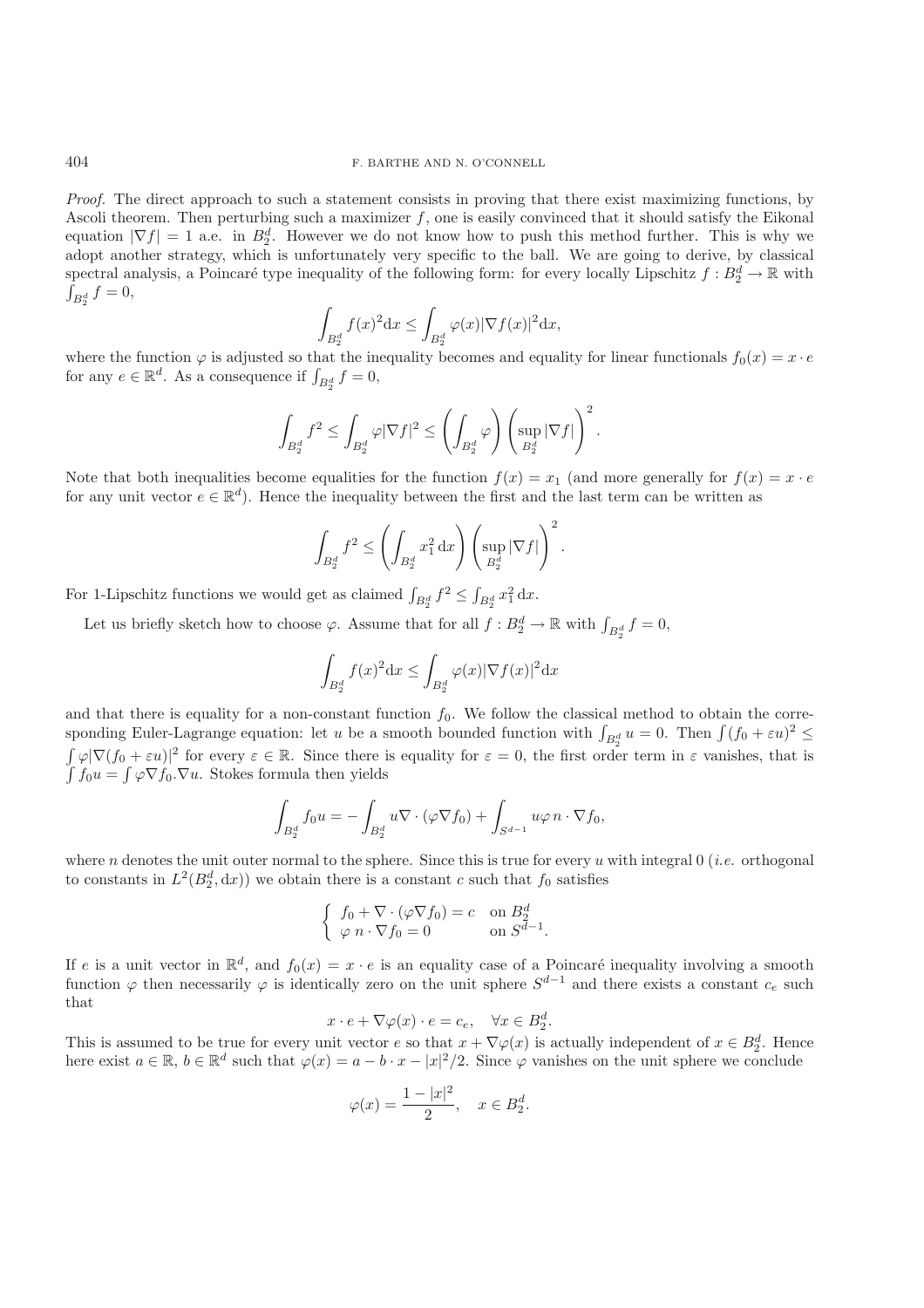*Proof.* The direct approach to such a statement consists in proving that there exist maximizing functions, by Ascoli theorem. Then perturbing such a maximizer $f$, one is easily convinced that it should satisfy the Eikonal equation $|\nabla f| = 1$ a.e. in $B_2^d$. However we do not know how to push this method further. This is why we adopt another strategy, which is unfortunately very specific to the ball. We are going to derive, by classical spectral analysis, a Poincaré type inequality of the following form: for every locally Lipschitz $f : B_2^d \to \mathbb{R}$ with $\int_{B_2^d} f = 0$,

$$\int_{B_2^d} f(x)^2 \mathrm{d}x \le \int_{B_2^d} \varphi(x) |\nabla f(x)|^2 \mathrm{d}x,$$

where the function $\varphi$ is adjusted so that the inequality becomes and equality for linear functionals $f_0(x) = x \cdot e$ for any $e \in \mathbb{R}^d$. As a consequence if $\int_{B_2^d} f = 0$,

$$\int_{B_2^d} f^2 \le \int_{B_2^d} \varphi |\nabla f|^2 \le \left( \int_{B_2^d} \varphi \right) \left( \sup_{B_2^d} |\nabla f| \right)^2.$$

Note that both inequalities become equalities for the function $f(x) = x_1$ (and more generally for $f(x) = x \cdot e$ for any unit vector $e \in \mathbb{R}^d$). Hence the inequality between the first and the last term can be written as

$$\int_{B_2^d} f^2 \le \left( \int_{B_2^d} x_1^2 \, \mathrm{d}x \right) \left( \sup_{B_2^d} |\nabla f| \right)^2.$$

For 1-Lipschitz functions we would get as claimed $\int_{B_2^d} f^2 \le \int_{B_2^d} x_1^2 \, \mathrm{d}x$.

Let us briefly sketch how to choose $\varphi$. Assume that for all $f : B_2^d \to \mathbb{R}$ with $\int_{B_2^d} f = 0$,

$$\int_{B_2^d} f(x)^2 \mathrm{d}x \le \int_{B_2^d} \varphi(x) |\nabla f(x)|^2 \mathrm{d}x$$

and that there is equality for a non-constant function $f_0$. We follow the classical method to obtain the corresponding Euler-Lagrange equation: let $u$ be a smooth bounded function with $\int_{B_2^d} u = 0$. Then $\int (f_0 + \varepsilon u)^2 \le \int \varphi |\nabla (f_0 + \varepsilon u)|^2$ for every $\varepsilon \in \mathbb{R}$. Since there is equality for $\varepsilon = 0$, the first order term in $\varepsilon$ vanishes, that is $\int f_0 u = \int \varphi \nabla f_0 . \nabla u$. Stokes formula then yields

$$\int_{B_2^d} f_0 u = - \int_{B_2^d} u \nabla \cdot (\varphi \nabla f_0) + \int_{S^{d-1}} u \varphi \, n \cdot \nabla f_0,$$

where $n$ denotes the unit outer normal to the sphere. Since this is true for every $u$ with integral 0 (*i.e.* orthogonal to constants in $L^2(B_2^d, \mathrm{d}x)$) we obtain there is a constant $c$ such that $f_0$ satisfies

$$\begin{cases} f_0 + \nabla \cdot (\varphi \nabla f_0) = c & \text{on } B_2^d \\ \varphi \, n \cdot \nabla f_0 = 0 & \text{on } S^{d-1}. \end{cases}$$

If $e$ is a unit vector in $\mathbb{R}^d$, and $f_0(x) = x \cdot e$ is an equality case of a Poincaré inequality involving a smooth function $\varphi$ then necessarily $\varphi$ is identically zero on the unit sphere $S^{d-1}$ and there exists a constant $c_e$ such that

$$x \cdot e + \nabla \varphi(x) \cdot e = c_e, \quad \forall x \in B_2^d.$$

This is assumed to be true for every unit vector $e$ so that $x + \nabla \varphi(x)$ is actually independent of $x \in B_2^d$. Hence here exist $a \in \mathbb{R}$, $b \in \mathbb{R}^d$ such that $\varphi(x) = a - b \cdot x - |x|^2/2$. Since $\varphi$ vanishes on the unit sphere we conclude

$$\varphi(x) = \frac{1 - |x|^2}{2}, \quad x \in B_2^d.$$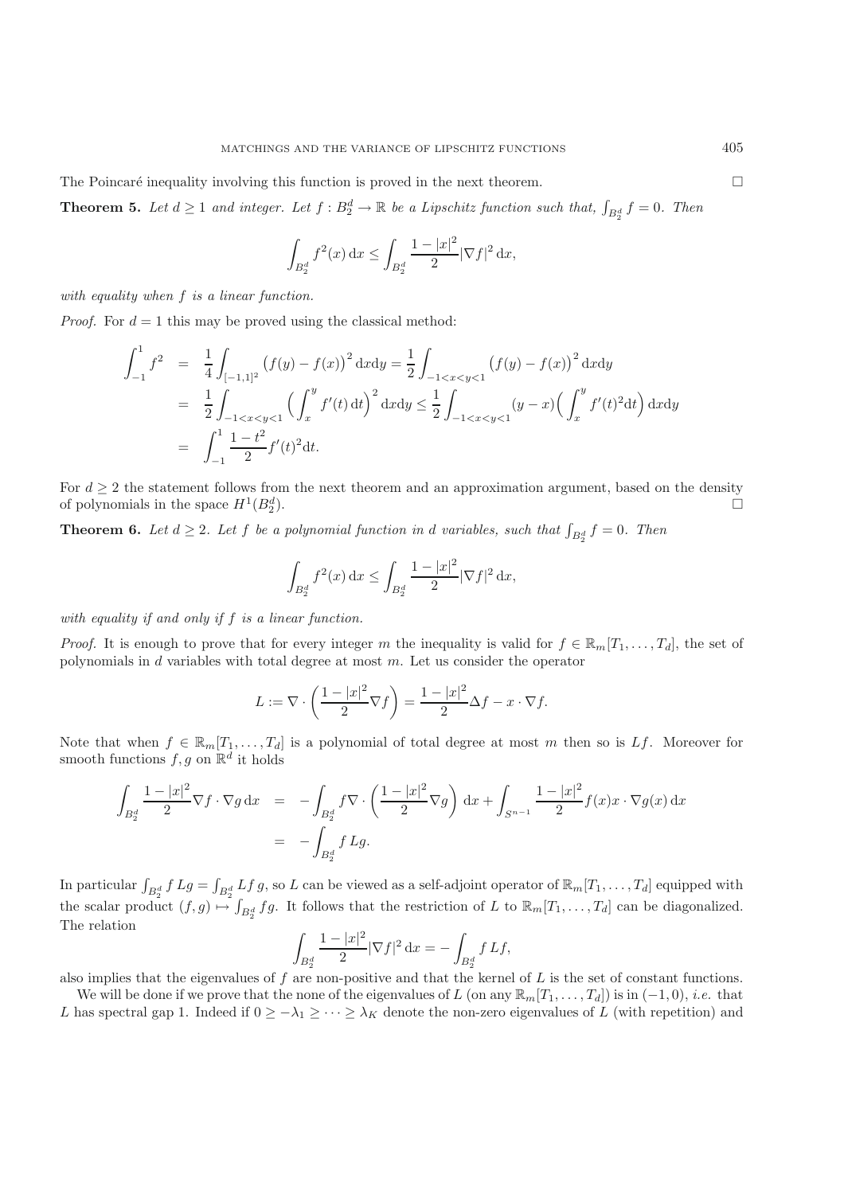The Poincaré inequality involving this function is proved in the next theorem. □

**Theorem 5.** *Let $d \geq 1$ and integer. Let $f : B_2^d \to \mathbb{R}$ be a Lipschitz function such that, $\int_{B_2^d} f = 0$. Then*

$$\int_{B_2^d} f^2(x)\,\mathrm{d}x \leq \int_{B_2^d} \frac{1-|x|^2}{2} |\nabla f|^2\,\mathrm{d}x,$$

*with equality when $f$ is a linear function.*

*Proof.* For $d = 1$ this may be proved using the classical method:

$$\begin{aligned}
\int_{-1}^{1} f^2 &= \frac{1}{4}\int_{[-1,1]^2} \big(f(y)-f(x)\big)^2\,\mathrm{d}x\mathrm{d}y = \frac{1}{2}\int_{-1<x<y<1} \big(f(y)-f(x)\big)^2\,\mathrm{d}x\mathrm{d}y \\
&= \frac{1}{2}\int_{-1<x<y<1} \Big(\int_x^y f'(t)\,\mathrm{d}t\Big)^2\,\mathrm{d}x\mathrm{d}y \leq \frac{1}{2}\int_{-1<x<y<1} (y-x)\Big(\int_x^y f'(t)^2\mathrm{d}t\Big)\,\mathrm{d}x\mathrm{d}y \\
&= \int_{-1}^{1} \frac{1-t^2}{2} f'(t)^2\mathrm{d}t.
\end{aligned}$$

For $d \geq 2$ the statement follows from the next theorem and an approximation argument, based on the density of polynomials in the space $H^1(B_2^d)$. □

**Theorem 6.** *Let $d \geq 2$. Let $f$ be a polynomial function in $d$ variables, such that $\int_{B_2^d} f = 0$. Then*

$$\int_{B_2^d} f^2(x)\,\mathrm{d}x \leq \int_{B_2^d} \frac{1-|x|^2}{2} |\nabla f|^2\,\mathrm{d}x,$$

*with equality if and only if $f$ is a linear function.*

*Proof.* It is enough to prove that for every integer $m$ the inequality is valid for $f \in \mathbb{R}_m[T_1,\ldots,T_d]$, the set of polynomials in $d$ variables with total degree at most $m$. Let us consider the operator

$$L := \nabla \cdot \left(\frac{1-|x|^2}{2}\nabla f\right) = \frac{1-|x|^2}{2}\Delta f - x\cdot\nabla f.$$

Note that when $f \in \mathbb{R}_m[T_1,\ldots,T_d]$ is a polynomial of total degree at most $m$ then so is $Lf$. Moreover for smooth functions $f, g$ on $\mathbb{R}^d$ it holds

$$\begin{aligned}
\int_{B_2^d} \frac{1-|x|^2}{2}\nabla f\cdot\nabla g\,\mathrm{d}x &= -\int_{B_2^d} f\nabla\cdot\left(\frac{1-|x|^2}{2}\nabla g\right)\,\mathrm{d}x + \int_{S^{n-1}} \frac{1-|x|^2}{2} f(x) x\cdot\nabla g(x)\,\mathrm{d}x \\
&= -\int_{B_2^d} f\,Lg.
\end{aligned}$$

In particular $\int_{B_2^d} f\,Lg = \int_{B_2^d} Lf\,g$, so $L$ can be viewed as a self-adjoint operator of $\mathbb{R}_m[T_1,\ldots,T_d]$ equipped with the scalar product $(f,g) \mapsto \int_{B_2^d} fg$. It follows that the restriction of $L$ to $\mathbb{R}_m[T_1,\ldots,T_d]$ can be diagonalized. The relation

$$\int_{B_2^d} \frac{1-|x|^2}{2}|\nabla f|^2\,\mathrm{d}x = -\int_{B_2^d} f\,Lf,$$

also implies that the eigenvalues of $f$ are non-positive and that the kernel of $L$ is the set of constant functions.

We will be done if we prove that the none of the eigenvalues of $L$ (on any $\mathbb{R}_m[T_1,\ldots,T_d]$) is in $(-1,0)$, *i.e.* that $L$ has spectral gap 1. Indeed if $0 \geq -\lambda_1 \geq \cdots \geq \lambda_K$ denote the non-zero eigenvalues of $L$ (with repetition) and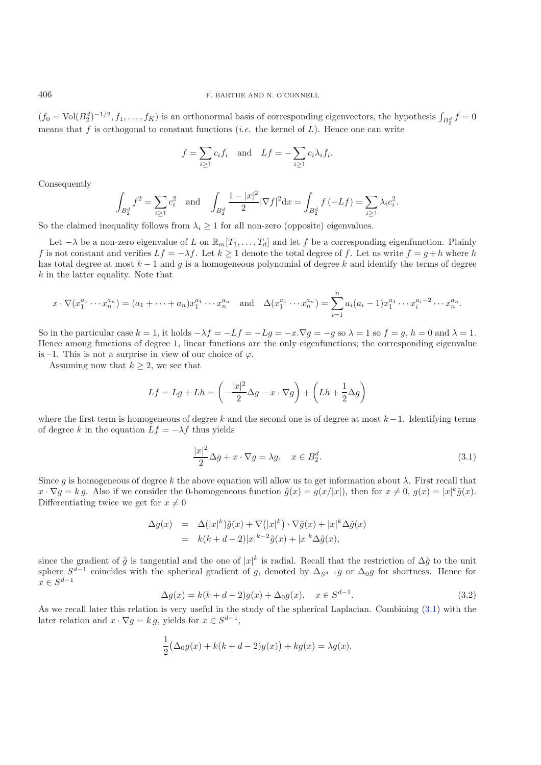$(f_0 = \mathrm{Vol}(B_2^d)^{-1/2}, f_1, \ldots, f_K)$ is an orthonormal basis of corresponding eigenvectors, the hypothesis $\int_{B_2^d} f = 0$ means that $f$ is orthogonal to constant functions (*i.e.* the kernel of $L$). Hence one can write

$$f = \sum_{i \geq 1} c_i f_i \quad \text{and} \quad Lf = -\sum_{i \geq 1} c_i \lambda_i f_i.$$

Consequently

$$\int_{B_2^d} f^2 = \sum_{i \geq 1} c_i^2 \quad \text{and} \quad \int_{B_2^d} \frac{1 - |x|^2}{2} |\nabla f|^2 \mathrm{d}x = \int_{B_2^d} f\,(-Lf) = \sum_{i \geq 1} \lambda_i c_i^2.$$

So the claimed inequality follows from $\lambda_i \geq 1$ for all non-zero (opposite) eigenvalues.

Let $-\lambda$ be a non-zero eigenvalue of $L$ on $\mathbb{R}_m[T_1, \ldots, T_d]$ and let $f$ be a corresponding eigenfunction. Plainly $f$ is not constant and verifies $Lf = -\lambda f$. Let $k \geq 1$ denote the total degree of $f$. Let us write $f = g + h$ where $h$ has total degree at most $k-1$ and $g$ is a homogeneous polynomial of degree $k$ and identify the terms of degree $k$ in the latter equality. Note that

$$x \cdot \nabla(x_1^{a_1} \cdots x_n^{a_n}) = (a_1 + \cdots + a_n) x_1^{a_1} \cdots x_n^{a_n} \quad \text{and} \quad \Delta(x_1^{a_1} \cdots x_n^{a_n}) = \sum_{i=1}^n a_i(a_i - 1) x_1^{a_1} \cdots x_i^{a_i - 2} \cdots x_n^{a_n}.$$

So in the particular case $k = 1$, it holds $-\lambda f = -Lf = -Lg = -x.\nabla g = -g$ so $\lambda = 1$ so $f = g$, $h = 0$ and $\lambda = 1$. Hence among functions of degree 1, linear functions are the only eigenfunctions; the corresponding eigenvalue is –1. This is not a surprise in view of our choice of $\varphi$.

Assuming now that $k \geq 2$, we see that

$$Lf = Lg + Lh = \left(-\frac{|x|^2}{2}\Delta g - x \cdot \nabla g\right) + \left(Lh + \frac{1}{2}\Delta g\right)$$

where the first term is homogeneous of degree $k$ and the second one is of degree at most $k-1$. Identifying terms of degree $k$ in the equation $Lf = -\lambda f$ thus yields

$$\frac{|x|^2}{2}\Delta g + x \cdot \nabla g = \lambda g, \quad x \in B_2^d. \tag{3.1}$$

Since $g$ is homogeneous of degree $k$ the above equation will allow us to get information about $\lambda$. First recall that $x \cdot \nabla g = k\,g$. Also if we consider the 0-homogeneous function $\tilde{g}(x) = g(x/|x|)$, then for $x \neq 0$, $g(x) = |x|^k \tilde{g}(x)$. Differentiating twice we get for $x \neq 0$

$$\begin{aligned}
\Delta g(x) &= \Delta(|x|^k)\tilde{g}(x) + \nabla\big(|x|^k\big) \cdot \nabla\tilde{g}(x) + |x|^k \Delta\tilde{g}(x) \\
&= k(k+d-2)|x|^{k-2}\tilde{g}(x) + |x|^k \Delta\tilde{g}(x),
\end{aligned}$$

since the gradient of $\tilde{g}$ is tangential and the one of $|x|^k$ is radial. Recall that the restriction of $\Delta\tilde{g}$ to the unit sphere $S^{d-1}$ coincides with the spherical gradient of $g$, denoted by $\Delta_{S^{d-1}} g$ or $\Delta_0 g$ for shortness. Hence for $x \in S^{d-1}$

$$\Delta g(x) = k(k+d-2)g(x) + \Delta_0 g(x), \quad x \in S^{d-1}. \tag{3.2}$$

As we recall later this relation is very useful in the study of the spherical Laplacian. Combining (3.1) with the later relation and $x \cdot \nabla g = k\,g$, yields for $x \in S^{d-1}$,

$$\frac{1}{2}\big(\Delta_0 g(x) + k(k+d-2)g(x)\big) + kg(x) = \lambda g(x).$$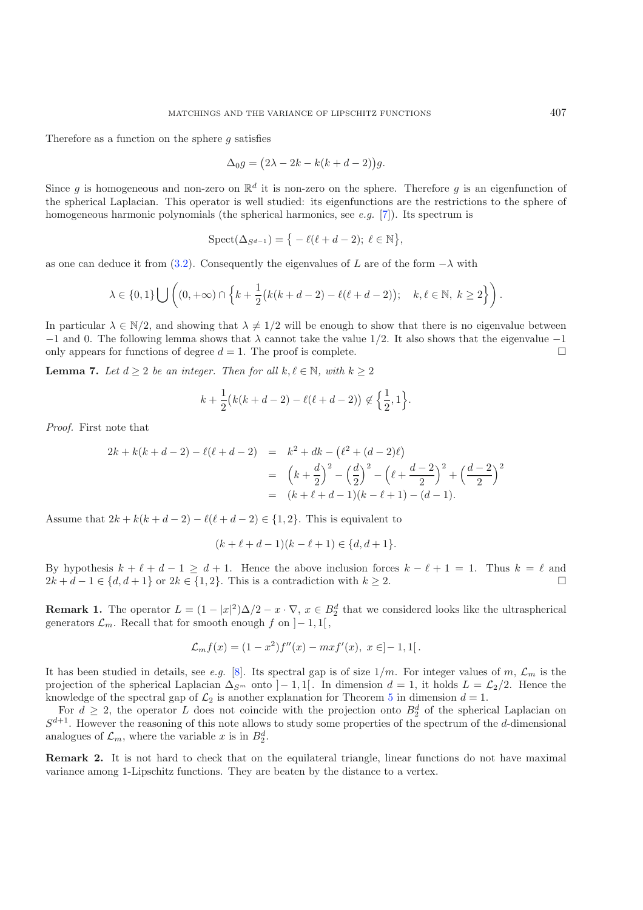Therefore as a function on the sphere $g$ satisfies

$$\Delta_0 g = \big(2\lambda - 2k - k(k+d-2)\big)g.$$

Since $g$ is homogeneous and non-zero on $\mathbb{R}^d$ it is non-zero on the sphere. Therefore $g$ is an eigenfunction of the spherical Laplacian. This operator is well studied: its eigenfunctions are the restrictions to the sphere of homogeneous harmonic polynomials (the spherical harmonics, see *e.g.* [7]). Its spectrum is

$$\mathrm{Spect}(\Delta_{S^{d-1}}) = \big\{ -\ell(\ell+d-2);\ \ell \in \mathbb{N}\big\},$$

as one can deduce it from (3.2). Consequently the eigenvalues of $L$ are of the form $-\lambda$ with

$$\lambda \in \{0,1\} \bigcup \left( (0,+\infty) \cap \Big\{ k + \frac{1}{2}\big(k(k+d-2) - \ell(\ell+d-2)\big);\quad k,\ell \in \mathbb{N},\ k \geq 2 \Big\} \right).$$

In particular $\lambda \in \mathbb{N}/2$, and showing that $\lambda \neq 1/2$ will be enough to show that there is no eigenvalue between $-1$ and $0$. The following lemma shows that $\lambda$ cannot take the value $1/2$. It also shows that the eigenvalue $-1$ only appears for functions of degree $d = 1$. The proof is complete. □

**Lemma 7.** *Let $d \geq 2$ be an integer. Then for all $k, \ell \in \mathbb{N}$, with $k \geq 2$*

$$k + \frac{1}{2}\big(k(k+d-2) - \ell(\ell+d-2)\big) \notin \Big\{\frac{1}{2}, 1\Big\}.$$

*Proof.* First note that

$$\begin{aligned}
2k + k(k+d-2) - \ell(\ell+d-2) &= k^2 + dk - \big(\ell^2 + (d-2)\ell\big) \\
&= \Big(k + \frac{d}{2}\Big)^2 - \Big(\frac{d}{2}\Big)^2 - \Big(\ell + \frac{d-2}{2}\Big)^2 + \Big(\frac{d-2}{2}\Big)^2 \\
&= (k+\ell+d-1)(k-\ell+1) - (d-1).
\end{aligned}$$

Assume that $2k + k(k+d-2) - \ell(\ell+d-2) \in \{1,2\}$. This is equivalent to

$$(k+\ell+d-1)(k-\ell+1) \in \{d, d+1\}.$$

By hypothesis $k + \ell + d - 1 \geq d + 1$. Hence the above inclusion forces $k - \ell + 1 = 1$. Thus $k = \ell$ and $2k + d - 1 \in \{d, d+1\}$ or $2k \in \{1,2\}$. This is a contradiction with $k \geq 2$. □

**Remark 1.** The operator $L = (1-|x|^2)\Delta/2 - x \cdot \nabla$, $x \in B_2^d$ that we considered looks like the ultraspherical generators $\mathcal{L}_m$. Recall that for smooth enough $f$ on $]-1,1[$,

$$\mathcal{L}_m f(x) = (1-x^2)f''(x) - mxf'(x),\ x \in ]-1,1[\,.$$

It has been studied in details, see *e.g.* [8]. Its spectral gap is of size $1/m$. For integer values of $m$, $\mathcal{L}_m$ is the projection of the spherical Laplacian $\Delta_{S^m}$ onto $]-1,1[$. In dimension $d = 1$, it holds $L = \mathcal{L}_2/2$. Hence the knowledge of the spectral gap of $\mathcal{L}_2$ is another explanation for Theorem 5 in dimension $d = 1$.

For $d \geq 2$, the operator $L$ does not coincide with the projection onto $B_2^d$ of the spherical Laplacian on $S^{d+1}$. However the reasoning of this note allows to study some properties of the spectrum of the $d$-dimensional analogues of $\mathcal{L}_m$, where the variable $x$ is in $B_2^d$.

**Remark 2.** It is not hard to check that on the equilateral triangle, linear functions do not have maximal variance among 1-Lipschitz functions. They are beaten by the distance to a vertex.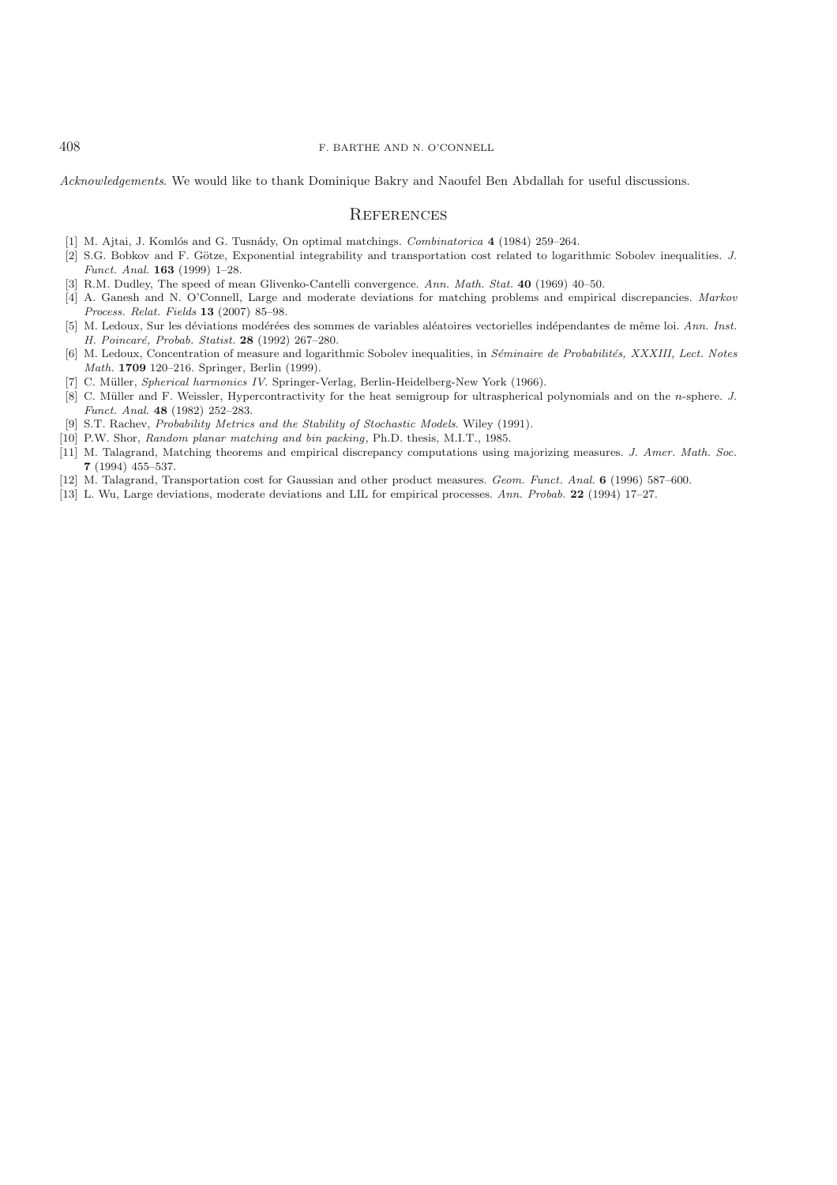*Acknowledgements*. We would like to thank Dominique Bakry and Naoufel Ben Abdallah for useful discussions.

## References

[1] M. Ajtai, J. Komlós and G. Tusnády, On optimal matchings. *Combinatorica* **4** (1984) 259–264.

[2] S.G. Bobkov and F. Götze, Exponential integrability and transportation cost related to logarithmic Sobolev inequalities. *J. Funct. Anal.* **163** (1999) 1–28.

[3] R.M. Dudley, The speed of mean Glivenko-Cantelli convergence. *Ann. Math. Stat.* **40** (1969) 40–50.

[4] A. Ganesh and N. O'Connell, Large and moderate deviations for matching problems and empirical discrepancies. *Markov Process. Relat. Fields* **13** (2007) 85–98.

[5] M. Ledoux, Sur les déviations modérées des sommes de variables aléatoires vectorielles indépendantes de même loi. *Ann. Inst. H. Poincaré, Probab. Statist.* **28** (1992) 267–280.

[6] M. Ledoux, Concentration of measure and logarithmic Sobolev inequalities, in *Séminaire de Probabilités, XXXIII, Lect. Notes Math.* **1709** 120–216. Springer, Berlin (1999).

[7] C. Müller, *Spherical harmonics IV*. Springer-Verlag, Berlin-Heidelberg-New York (1966).

[8] C. Müller and F. Weissler, Hypercontractivity for the heat semigroup for ultraspherical polynomials and on the $n$-sphere. *J. Funct. Anal.* **48** (1982) 252–283.

[9] S.T. Rachev, *Probability Metrics and the Stability of Stochastic Models*. Wiley (1991).

[10] P.W. Shor, *Random planar matching and bin packing*, Ph.D. thesis, M.I.T., 1985.

[11] M. Talagrand, Matching theorems and empirical discrepancy computations using majorizing measures. *J. Amer. Math. Soc.* **7** (1994) 455–537.

[12] M. Talagrand, Transportation cost for Gaussian and other product measures. *Geom. Funct. Anal.* **6** (1996) 587–600.

[13] L. Wu, Large deviations, moderate deviations and LIL for empirical processes. *Ann. Probab.* **22** (1994) 17–27.